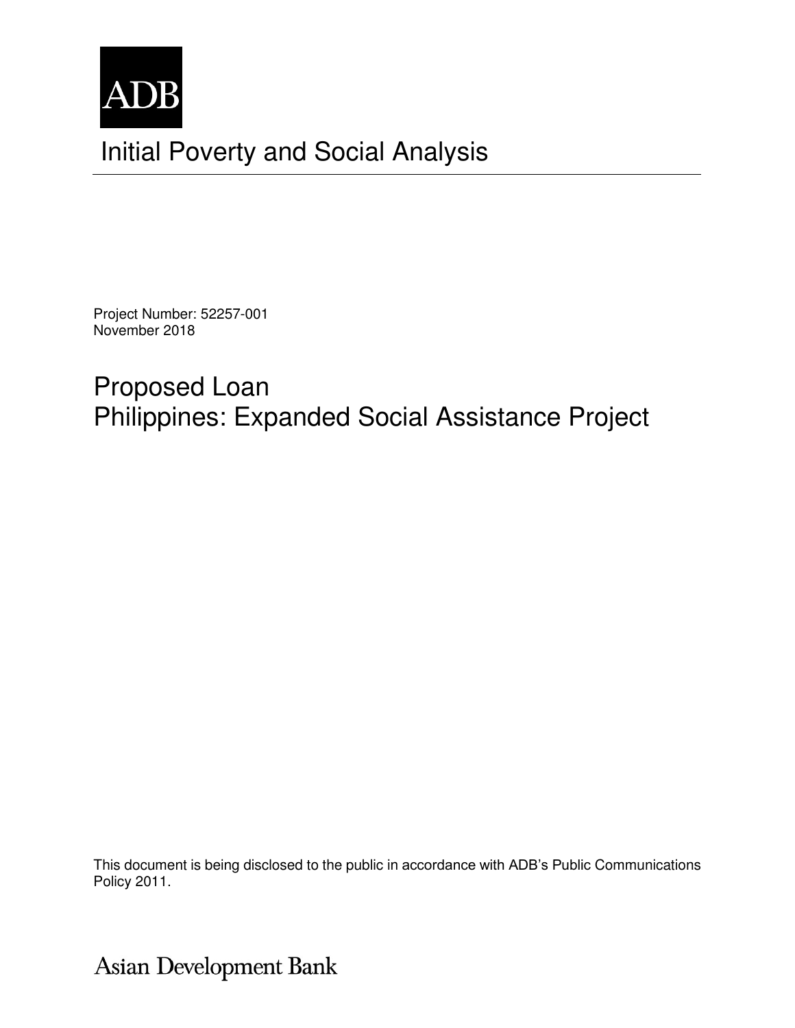ADB

# Initial Poverty and Social Analysis

Project Number: 52257-001
November 2018

## Proposed Loan
## Philippines: Expanded Social Assistance Project

This document is being disclosed to the public in accordance with ADB's Public Communications Policy 2011.

Asian Development Bank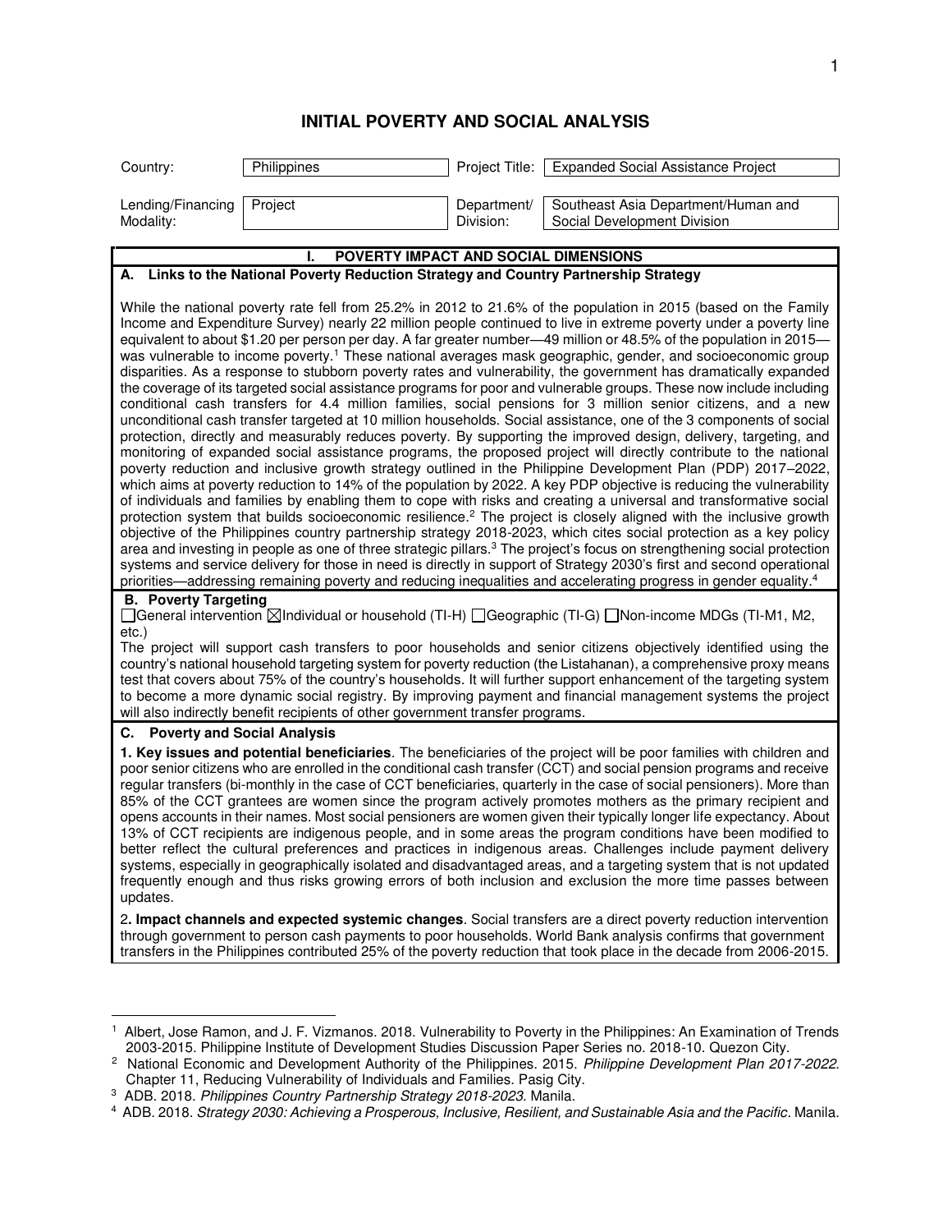# INITIAL POVERTY AND SOCIAL ANALYSIS

| Country: | Philippines | Project Title: | Expanded Social Assistance Project |
|---|---|---|---|
| Lending/Financing Modality: | Project | Department/ Division: | Southeast Asia Department/Human and Social Development Division |

## I. POVERTY IMPACT AND SOCIAL DIMENSIONS

### A. Links to the National Poverty Reduction Strategy and Country Partnership Strategy

While the national poverty rate fell from 25.2% in 2012 to 21.6% of the population in 2015 (based on the Family Income and Expenditure Survey) nearly 22 million people continued to live in extreme poverty under a poverty line equivalent to about $1.20 per person per day. A far greater number—49 million or 48.5% of the population in 2015—was vulnerable to income poverty.[1] These national averages mask geographic, gender, and socioeconomic group disparities. As a response to stubborn poverty rates and vulnerability, the government has dramatically expanded the coverage of its targeted social assistance programs for poor and vulnerable groups. These now include including conditional cash transfers for 4.4 million families, social pensions for 3 million senior citizens, and a new unconditional cash transfer targeted at 10 million households. Social assistance, one of the 3 components of social protection, directly and measurably reduces poverty. By supporting the improved design, delivery, targeting, and monitoring of expanded social assistance programs, the proposed project will directly contribute to the national poverty reduction and inclusive growth strategy outlined in the Philippine Development Plan (PDP) 2017–2022, which aims at poverty reduction to 14% of the population by 2022. A key PDP objective is reducing the vulnerability of individuals and families by enabling them to cope with risks and creating a universal and transformative social protection system that builds socioeconomic resilience.[2] The project is closely aligned with the inclusive growth objective of the Philippines country partnership strategy 2018-2023, which cites social protection as a key policy area and investing in people as one of three strategic pillars.[3] The project's focus on strengthening social protection systems and service delivery for those in need is directly in support of Strategy 2030's first and second operational priorities—addressing remaining poverty and reducing inequalities and accelerating progress in gender equality.[4]

### B. Poverty Targeting

☐General intervention ☒Individual or household (TI-H) ☐Geographic (TI-G) ☐Non-income MDGs (TI-M1, M2, etc.)

The project will support cash transfers to poor households and senior citizens objectively identified using the country's national household targeting system for poverty reduction (the Listahanan), a comprehensive proxy means test that covers about 75% of the country's households. It will further support enhancement of the targeting system to become a more dynamic social registry. By improving payment and financial management systems the project will also indirectly benefit recipients of other government transfer programs.

### C. Poverty and Social Analysis

**1. Key issues and potential beneficiaries**. The beneficiaries of the project will be poor families with children and poor senior citizens who are enrolled in the conditional cash transfer (CCT) and social pension programs and receive regular transfers (bi-monthly in the case of CCT beneficiaries, quarterly in the case of social pensioners). More than 85% of the CCT grantees are women since the program actively promotes mothers as the primary recipient and opens accounts in their names. Most social pensioners are women given their typically longer life expectancy. About 13% of CCT recipients are indigenous people, and in some areas the program conditions have been modified to better reflect the cultural preferences and practices in indigenous areas. Challenges include payment delivery systems, especially in geographically isolated and disadvantaged areas, and a targeting system that is not updated frequently enough and thus risks growing errors of both inclusion and exclusion the more time passes between updates.

**2. Impact channels and expected systemic changes**. Social transfers are a direct poverty reduction intervention through government to person cash payments to poor households. World Bank analysis confirms that government transfers in the Philippines contributed 25% of the poverty reduction that took place in the decade from 2006-2015.

---

[1] Albert, Jose Ramon, and J. F. Vizmanos. 2018. Vulnerability to Poverty in the Philippines: An Examination of Trends 2003-2015. Philippine Institute of Development Studies Discussion Paper Series no. 2018-10. Quezon City.

[2] National Economic and Development Authority of the Philippines. 2015. *Philippine Development Plan 2017-2022*. Chapter 11, Reducing Vulnerability of Individuals and Families. Pasig City.

[3] ADB. 2018. *Philippines Country Partnership Strategy 2018-2023*. Manila.

[4] ADB. 2018. *Strategy 2030: Achieving a Prosperous, Inclusive, Resilient, and Sustainable Asia and the Pacific*. Manila.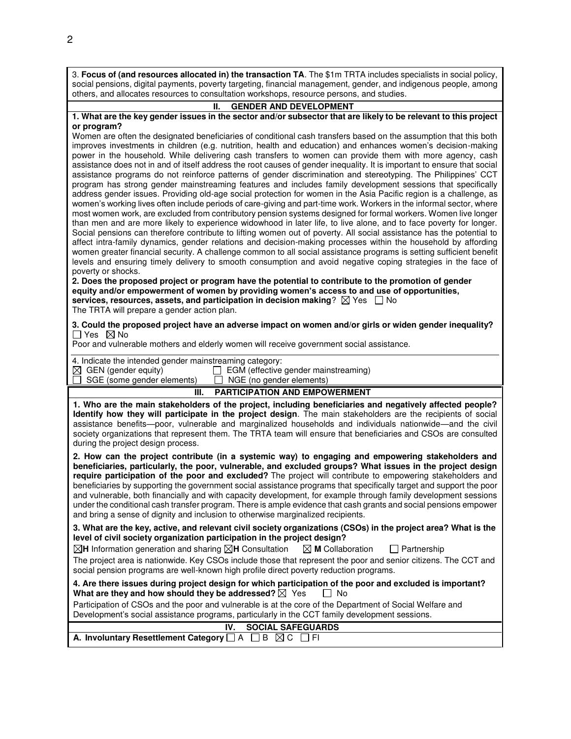3. **Focus of (and resources allocated in) the transaction TA**. The $1m TRTA includes specialists in social policy, social pensions, digital payments, poverty targeting, financial management, gender, and indigenous people, among others, and allocates resources to consultation workshops, resource persons, and studies.

## II. GENDER AND DEVELOPMENT

**1. What are the key gender issues in the sector and/or subsector that are likely to be relevant to this project or program?**

Women are often the designated beneficiaries of conditional cash transfers based on the assumption that this both improves investments in children (e.g. nutrition, health and education) and enhances women's decision-making power in the household. While delivering cash transfers to women can provide them with more agency, cash assistance does not in and of itself address the root causes of gender inequality. It is important to ensure that social assistance programs do not reinforce patterns of gender discrimination and stereotyping. The Philippines' CCT program has strong gender mainstreaming features and includes family development sessions that specifically address gender issues. Providing old-age social protection for women in the Asia Pacific region is a challenge, as women's working lives often include periods of care-giving and part-time work. Workers in the informal sector, where most women work, are excluded from contributory pension systems designed for formal workers. Women live longer than men and are more likely to experience widowhood in later life, to live alone, and to face poverty for longer. Social pensions can therefore contribute to lifting women out of poverty. All social assistance has the potential to affect intra-family dynamics, gender relations and decision-making processes within the household by affording women greater financial security. A challenge common to all social assistance programs is setting sufficient benefit levels and ensuring timely delivery to smooth consumption and avoid negative coping strategies in the face of poverty or shocks.

**2. Does the proposed project or program have the potential to contribute to the promotion of gender equity and/or empowerment of women by providing women's access to and use of opportunities, services, resources, assets, and participation in decision making**? ☒ Yes ☐ No

The TRTA will prepare a gender action plan.

**3. Could the proposed project have an adverse impact on women and/or girls or widen gender inequality?**
☐ Yes ☒ No

Poor and vulnerable mothers and elderly women will receive government social assistance.

4. Indicate the intended gender mainstreaming category:

☒ GEN (gender equity) ☐ EGM (effective gender mainstreaming)
☐ SGE (some gender elements) ☐ NGE (no gender elements)

## III. PARTICIPATION AND EMPOWERMENT

**1. Who are the main stakeholders of the project, including beneficiaries and negatively affected people? Identify how they will participate in the project design**. The main stakeholders are the recipients of social assistance benefits—poor, vulnerable and marginalized households and individuals nationwide—and the civil society organizations that represent them. The TRTA team will ensure that beneficiaries and CSOs are consulted during the project design process.

**2. How can the project contribute (in a systemic way) to engaging and empowering stakeholders and beneficiaries, particularly, the poor, vulnerable, and excluded groups? What issues in the project design require participation of the poor and excluded?** The project will contribute to empowering stakeholders and beneficiaries by supporting the government social assistance programs that specifically target and support the poor and vulnerable, both financially and with capacity development, for example through family development sessions under the conditional cash transfer program. There is ample evidence that cash grants and social pensions empower and bring a sense of dignity and inclusion to otherwise marginalized recipients.

**3. What are the key, active, and relevant civil society organizations (CSOs) in the project area? What is the level of civil society organization participation in the project design?**

☒**H** Information generation and sharing ☒**H** Consultation ☒ **M** Collaboration ☐ Partnership

The project area is nationwide. Key CSOs include those that represent the poor and senior citizens. The CCT and social pension programs are well-known high profile direct poverty reduction programs.

**4. Are there issues during project design for which participation of the poor and excluded is important? What are they and how should they be addressed?** ☒ Yes ☐ No

Participation of CSOs and the poor and vulnerable is at the core of the Department of Social Welfare and Development's social assistance programs, particularly in the CCT family development sessions.

## IV. SOCIAL SAFEGUARDS

**A. Involuntary Resettlement Category** ☐ A ☐ B ☒ C ☐ FI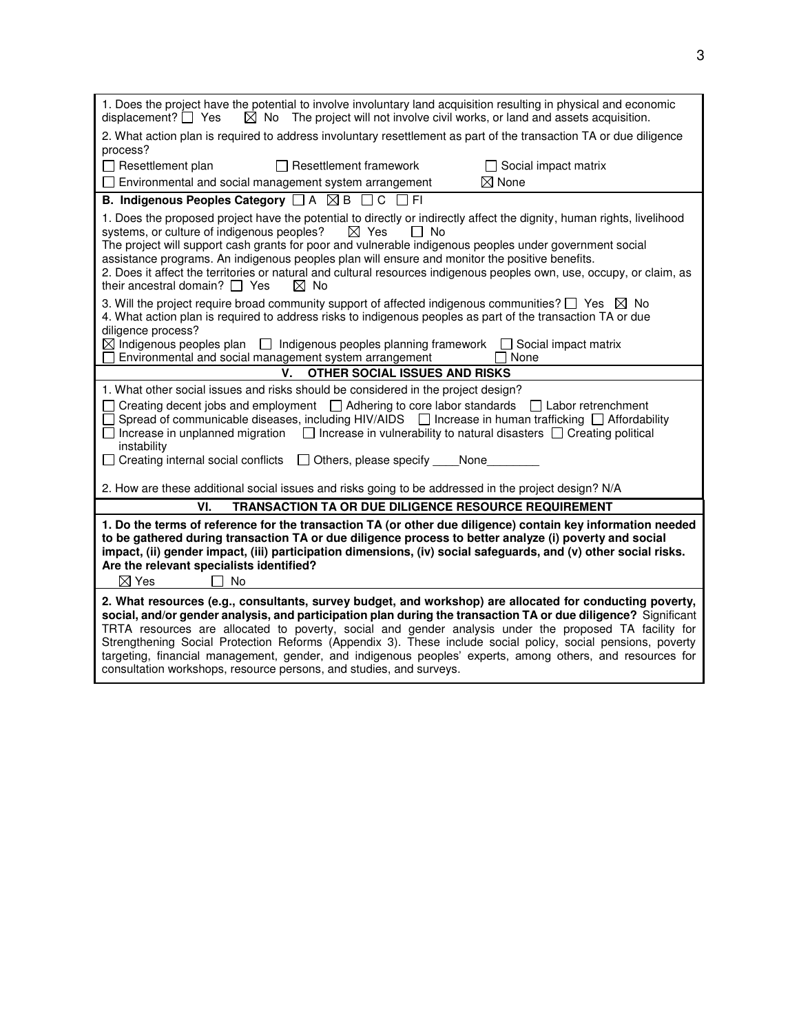1. Does the project have the potential to involve involuntary land acquisition resulting in physical and economic displacement? ☐ Yes ☒ No The project will not involve civil works, or land and assets acquisition.

2. What action plan is required to address involuntary resettlement as part of the transaction TA or due diligence process?

☐ Resettlement plan ☐ Resettlement framework ☐ Social impact matrix
☐ Environmental and social management system arrangement ☒ None

**B. Indigenous Peoples Category** ☐ A ☒ B ☐ C ☐ FI

1. Does the proposed project have the potential to directly or indirectly affect the dignity, human rights, livelihood systems, or culture of indigenous peoples? ☒ Yes ☐ No
The project will support cash grants for poor and vulnerable indigenous peoples under government social assistance programs. An indigenous peoples plan will ensure and monitor the positive benefits.
2. Does it affect the territories or natural and cultural resources indigenous peoples own, use, occupy, or claim, as their ancestral domain? ☐ Yes ☒ No

3. Will the project require broad community support of affected indigenous communities? ☐ Yes ☒ No
4. What action plan is required to address risks to indigenous peoples as part of the transaction TA or due diligence process?
☒ Indigenous peoples plan ☐ Indigenous peoples planning framework ☐ Social impact matrix
☐ Environmental and social management system arrangement ☐ None

**V. OTHER SOCIAL ISSUES AND RISKS**

1. What other social issues and risks should be considered in the project design?

☐ Creating decent jobs and employment ☐ Adhering to core labor standards ☐ Labor retrenchment
☐ Spread of communicable diseases, including HIV/AIDS ☐ Increase in human trafficking ☐ Affordability
☐ Increase in unplanned migration ☐ Increase in vulnerability to natural disasters ☐ Creating political instability
☐ Creating internal social conflicts ☐ Others, please specify ____None________

2. How are these additional social issues and risks going to be addressed in the project design? N/A

**VI. TRANSACTION TA OR DUE DILIGENCE RESOURCE REQUIREMENT**

**1. Do the terms of reference for the transaction TA (or other due diligence) contain key information needed to be gathered during transaction TA or due diligence process to better analyze (i) poverty and social impact, (ii) gender impact, (iii) participation dimensions, (iv) social safeguards, and (v) other social risks. Are the relevant specialists identified?**
☒ Yes ☐ No

**2. What resources (e.g., consultants, survey budget, and workshop) are allocated for conducting poverty, social, and/or gender analysis, and participation plan during the transaction TA or due diligence?** Significant TRTA resources are allocated to poverty, social and gender analysis under the proposed TA facility for Strengthening Social Protection Reforms (Appendix 3). These include social policy, social pensions, poverty targeting, financial management, gender, and indigenous peoples' experts, among others, and resources for consultation workshops, resource persons, and studies, and surveys.